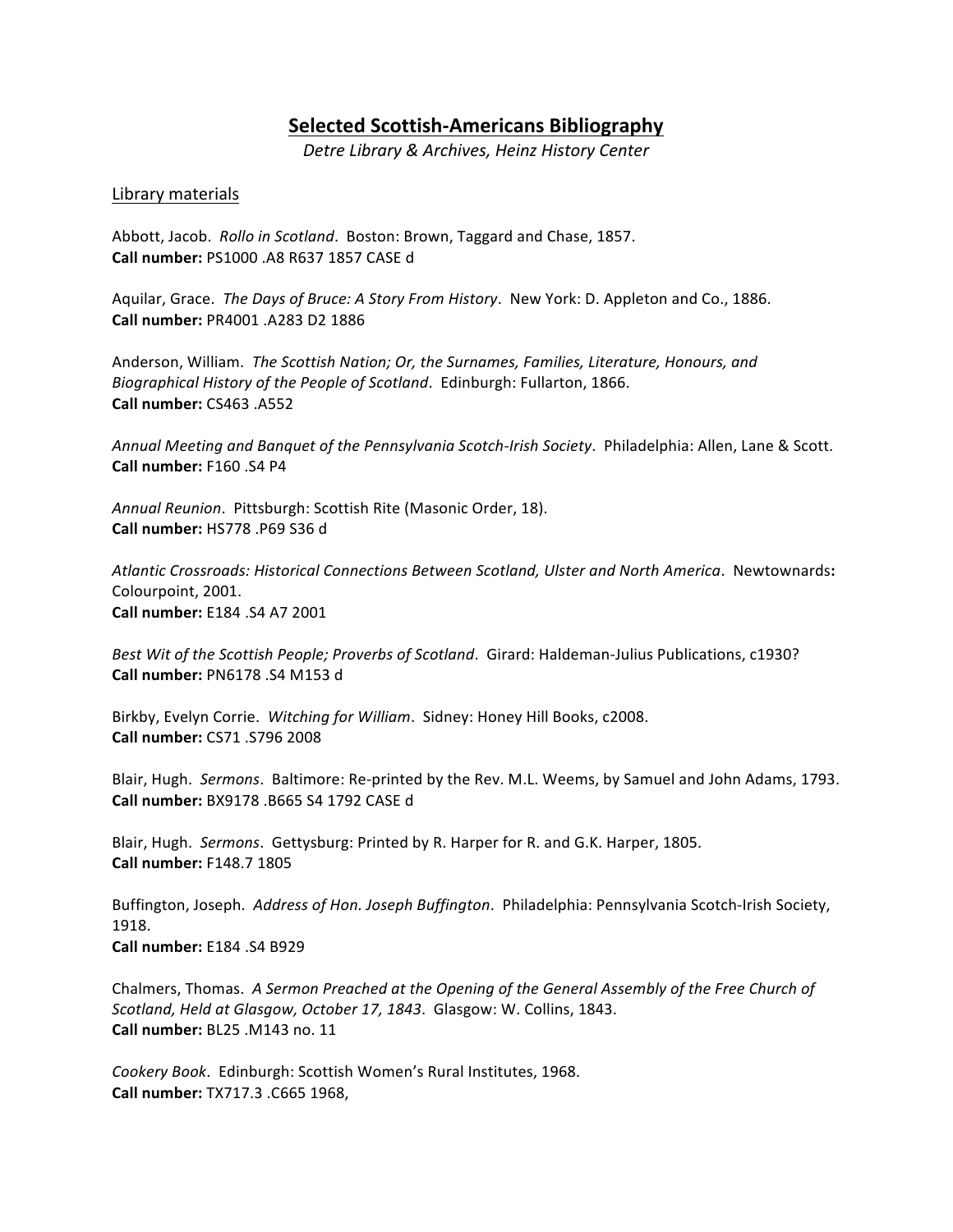# Selected Scottish-Americans Bibliography

*Detre Library & Archives, Heinz History Center*

## Library materials

Abbott, Jacob. *Rollo in Scotland*. Boston: Brown, Taggard and Chase, 1857.
**Call number:** PS1000 .A8 R637 1857 CASE d

Aquilar, Grace. *The Days of Bruce: A Story From History*. New York: D. Appleton and Co., 1886.
**Call number:** PR4001 .A283 D2 1886

Anderson, William. *The Scottish Nation; Or, the Surnames, Families, Literature, Honours, and Biographical History of the People of Scotland*. Edinburgh: Fullarton, 1866.
**Call number:** CS463 .A552

*Annual Meeting and Banquet of the Pennsylvania Scotch-Irish Society*. Philadelphia: Allen, Lane & Scott.
**Call number:** F160 .S4 P4

*Annual Reunion*. Pittsburgh: Scottish Rite (Masonic Order, 18).
**Call number:** HS778 .P69 S36 d

*Atlantic Crossroads: Historical Connections Between Scotland, Ulster and North America*. Newtownards**:** Colourpoint, 2001.
**Call number:** E184 .S4 A7 2001

*Best Wit of the Scottish People; Proverbs of Scotland*. Girard: Haldeman-Julius Publications, c1930?
**Call number:** PN6178 .S4 M153 d

Birkby, Evelyn Corrie. *Witching for William*. Sidney: Honey Hill Books, c2008.
**Call number:** CS71 .S796 2008

Blair, Hugh. *Sermons*. Baltimore: Re-printed by the Rev. M.L. Weems, by Samuel and John Adams, 1793.
**Call number:** BX9178 .B665 S4 1792 CASE d

Blair, Hugh. *Sermons*. Gettysburg: Printed by R. Harper for R. and G.K. Harper, 1805.
**Call number:** F148.7 1805

Buffington, Joseph. *Address of Hon. Joseph Buffington*. Philadelphia: Pennsylvania Scotch-Irish Society, 1918.
**Call number:** E184 .S4 B929

Chalmers, Thomas. *A Sermon Preached at the Opening of the General Assembly of the Free Church of Scotland, Held at Glasgow, October 17, 1843*. Glasgow: W. Collins, 1843.
**Call number:** BL25 .M143 no. 11

*Cookery Book*. Edinburgh: Scottish Women's Rural Institutes, 1968.
**Call number:** TX717.3 .C665 1968,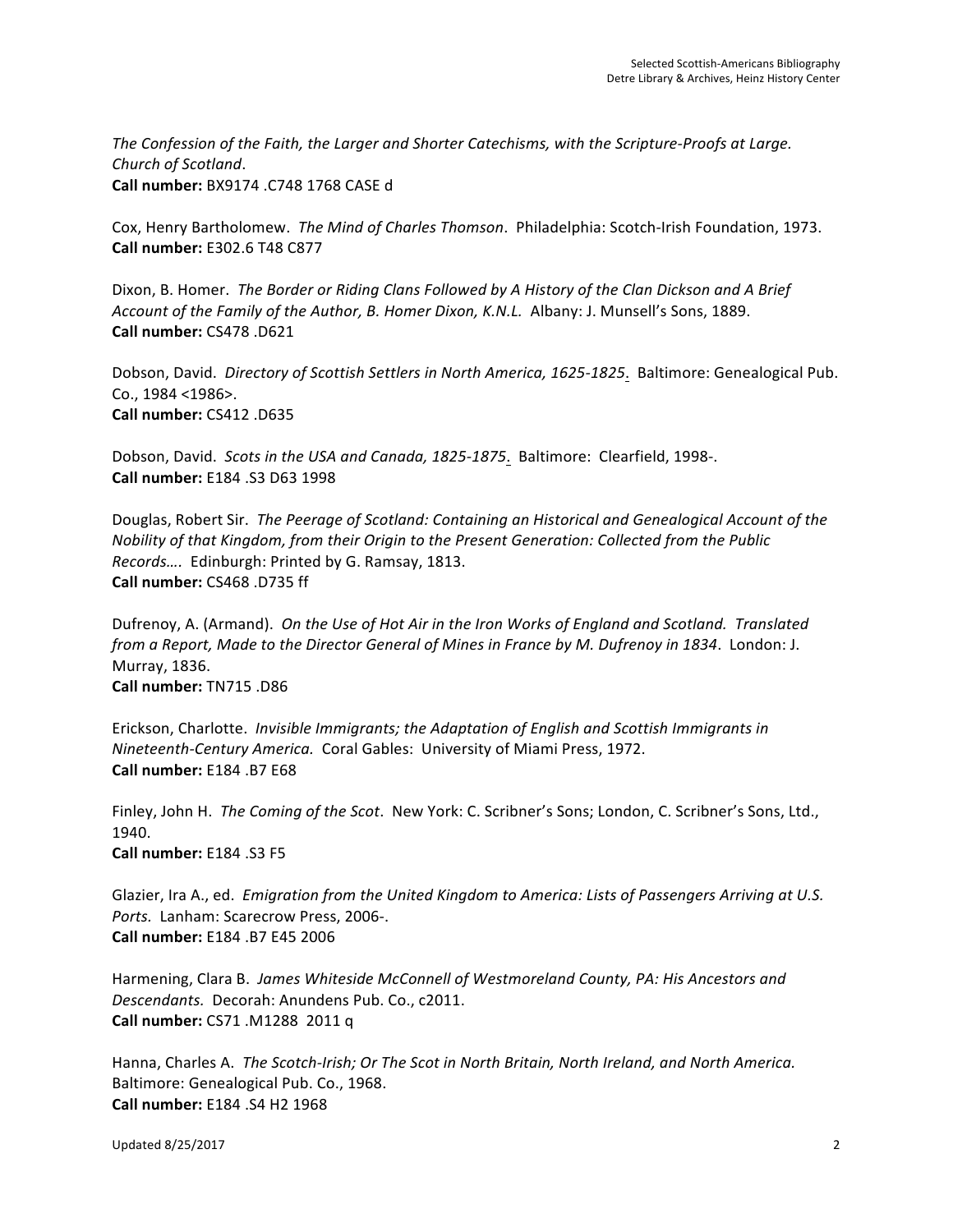*The Confession of the Faith, the Larger and Shorter Catechisms, with the Scripture-Proofs at Large. Church of Scotland*.
**Call number:** BX9174 .C748 1768 CASE d

Cox, Henry Bartholomew. *The Mind of Charles Thomson*. Philadelphia: Scotch-Irish Foundation, 1973.
**Call number:** E302.6 T48 C877

Dixon, B. Homer. *The Border or Riding Clans Followed by A History of the Clan Dickson and A Brief Account of the Family of the Author, B. Homer Dixon, K.N.L.* Albany: J. Munsell's Sons, 1889.
**Call number:** CS478 .D621

Dobson, David. *Directory of Scottish Settlers in North America, 1625-1825*. Baltimore: Genealogical Pub. Co., 1984 <1986>.
**Call number:** CS412 .D635

Dobson, David. *Scots in the USA and Canada, 1825-1875*. Baltimore: Clearfield, 1998-.
**Call number:** E184 .S3 D63 1998

Douglas, Robert Sir. *The Peerage of Scotland: Containing an Historical and Genealogical Account of the Nobility of that Kingdom, from their Origin to the Present Generation: Collected from the Public Records….* Edinburgh: Printed by G. Ramsay, 1813.
**Call number:** CS468 .D735 ff

Dufrenoy, A. (Armand). *On the Use of Hot Air in the Iron Works of England and Scotland. Translated from a Report, Made to the Director General of Mines in France by M. Dufrenoy in 1834*. London: J. Murray, 1836.
**Call number:** TN715 .D86

Erickson, Charlotte. *Invisible Immigrants; the Adaptation of English and Scottish Immigrants in Nineteenth-Century America.* Coral Gables: University of Miami Press, 1972.
**Call number:** E184 .B7 E68

Finley, John H. *The Coming of the Scot*. New York: C. Scribner's Sons; London, C. Scribner's Sons, Ltd., 1940.
**Call number:** E184 .S3 F5

Glazier, Ira A., ed. *Emigration from the United Kingdom to America: Lists of Passengers Arriving at U.S. Ports.* Lanham: Scarecrow Press, 2006-.
**Call number:** E184 .B7 E45 2006

Harmening, Clara B. *James Whiteside McConnell of Westmoreland County, PA: His Ancestors and Descendants.* Decorah: Anundens Pub. Co., c2011.
**Call number:** CS71 .M1288 2011 q

Hanna, Charles A. *The Scotch-Irish; Or The Scot in North Britain, North Ireland, and North America.* Baltimore: Genealogical Pub. Co., 1968.
**Call number:** E184 .S4 H2 1968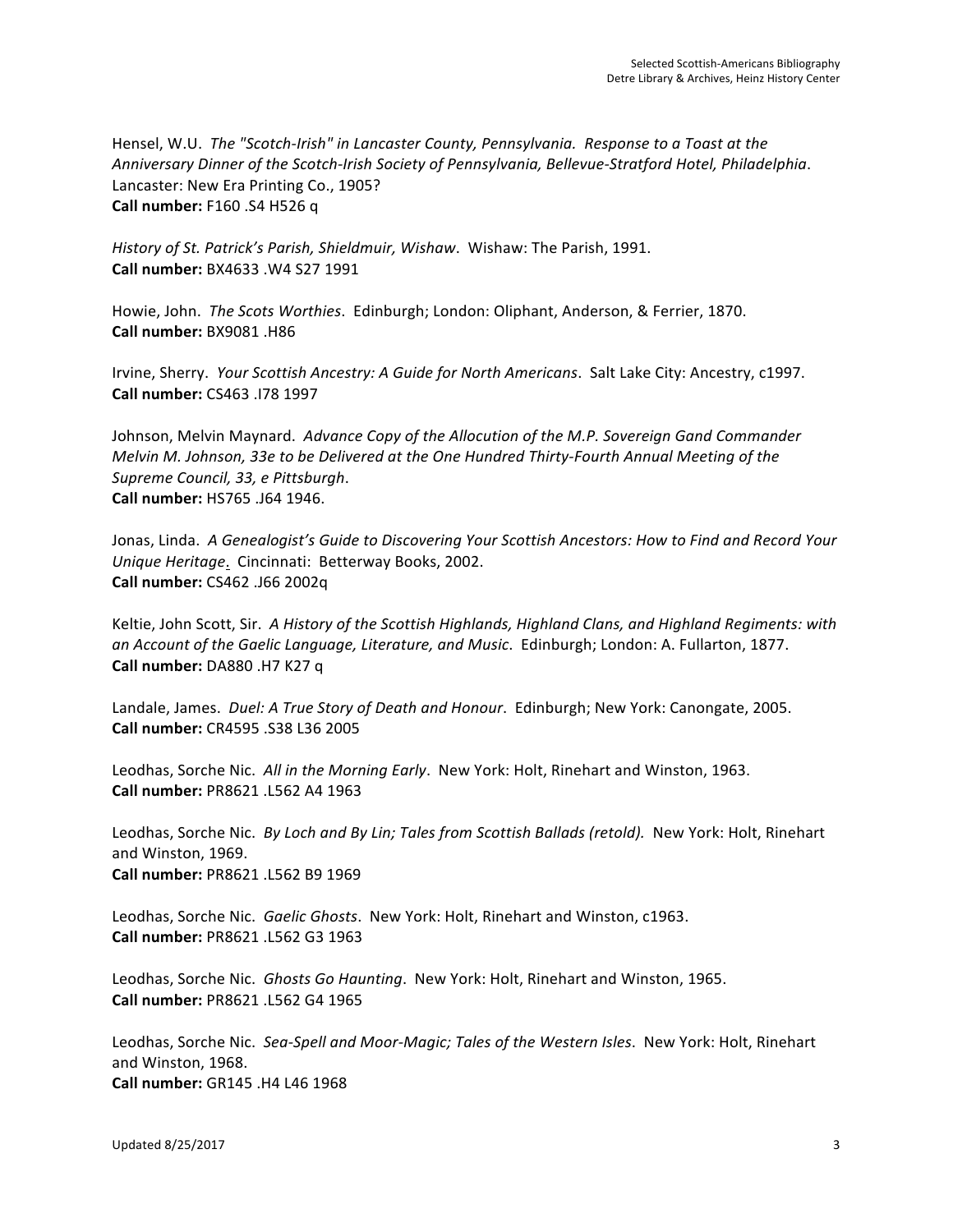Hensel, W.U. *The "Scotch-Irish" in Lancaster County, Pennsylvania. Response to a Toast at the Anniversary Dinner of the Scotch-Irish Society of Pennsylvania, Bellevue-Stratford Hotel, Philadelphia*. Lancaster: New Era Printing Co., 1905?
**Call number:** F160 .S4 H526 q

*History of St. Patrick's Parish, Shieldmuir, Wishaw*. Wishaw: The Parish, 1991.
**Call number:** BX4633 .W4 S27 1991

Howie, John. *The Scots Worthies*. Edinburgh; London: Oliphant, Anderson, & Ferrier, 1870.
**Call number:** BX9081 .H86

Irvine, Sherry. *Your Scottish Ancestry: A Guide for North Americans*. Salt Lake City: Ancestry, c1997.
**Call number:** CS463 .I78 1997

Johnson, Melvin Maynard. *Advance Copy of the Allocution of the M.P. Sovereign Gand Commander Melvin M. Johnson, 33e to be Delivered at the One Hundred Thirty-Fourth Annual Meeting of the Supreme Council, 33, e Pittsburgh*.
**Call number:** HS765 .J64 1946.

Jonas, Linda. *A Genealogist's Guide to Discovering Your Scottish Ancestors: How to Find and Record Your Unique Heritage*. Cincinnati: Betterway Books, 2002.
**Call number:** CS462 .J66 2002q

Keltie, John Scott, Sir. *A History of the Scottish Highlands, Highland Clans, and Highland Regiments: with an Account of the Gaelic Language, Literature, and Music*. Edinburgh; London: A. Fullarton, 1877.
**Call number:** DA880 .H7 K27 q

Landale, James. *Duel: A True Story of Death and Honour*. Edinburgh; New York: Canongate, 2005.
**Call number:** CR4595 .S38 L36 2005

Leodhas, Sorche Nic. *All in the Morning Early*. New York: Holt, Rinehart and Winston, 1963.
**Call number:** PR8621 .L562 A4 1963

Leodhas, Sorche Nic. *By Loch and By Lin; Tales from Scottish Ballads (retold).* New York: Holt, Rinehart and Winston, 1969.
**Call number:** PR8621 .L562 B9 1969

Leodhas, Sorche Nic. *Gaelic Ghosts*. New York: Holt, Rinehart and Winston, c1963.
**Call number:** PR8621 .L562 G3 1963

Leodhas, Sorche Nic. *Ghosts Go Haunting*. New York: Holt, Rinehart and Winston, 1965.
**Call number:** PR8621 .L562 G4 1965

Leodhas, Sorche Nic. *Sea-Spell and Moor-Magic; Tales of the Western Isles*. New York: Holt, Rinehart and Winston, 1968.
**Call number:** GR145 .H4 L46 1968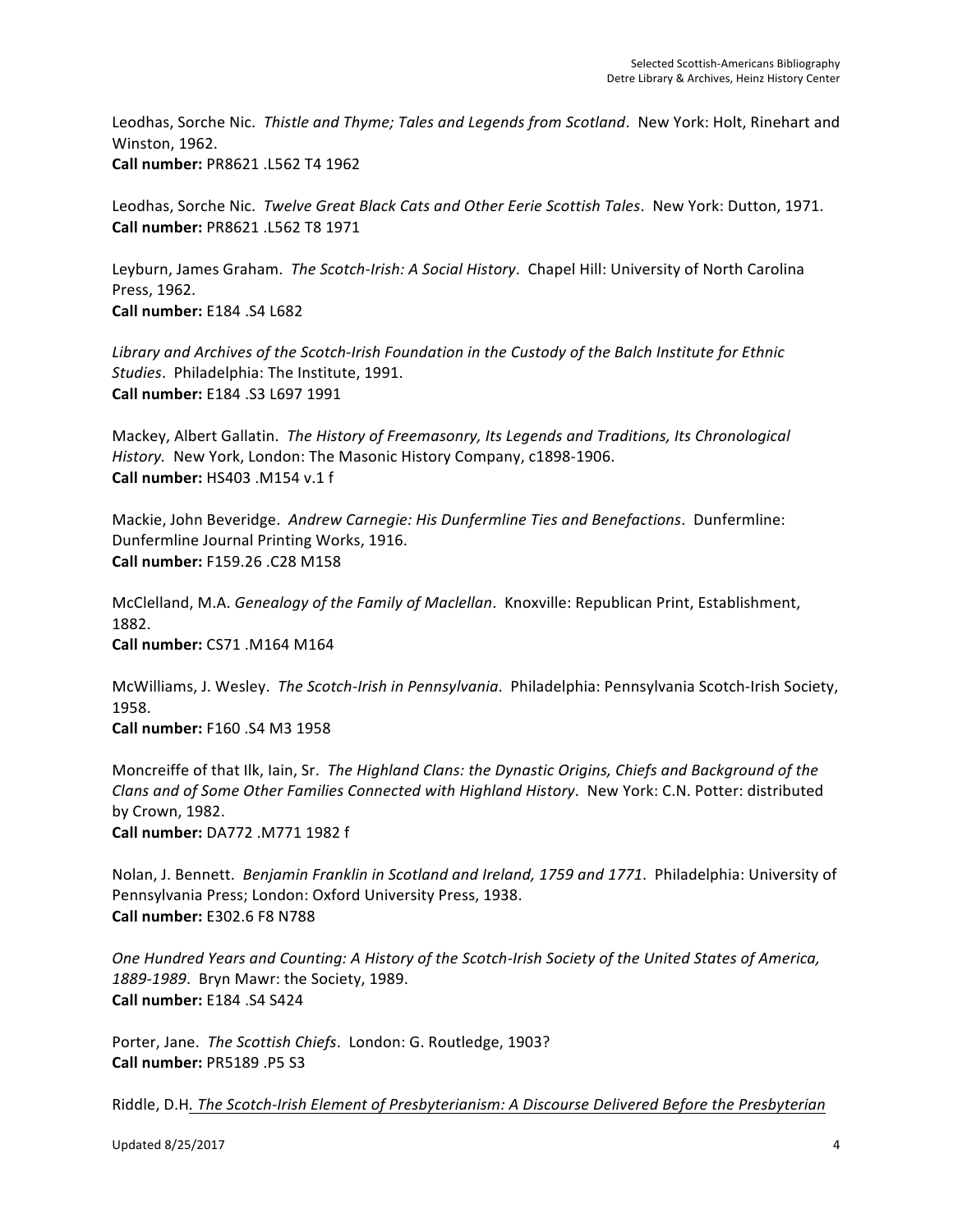Leodhas, Sorche Nic. *Thistle and Thyme; Tales and Legends from Scotland*. New York: Holt, Rinehart and Winston, 1962.
**Call number:** PR8621 .L562 T4 1962

Leodhas, Sorche Nic. *Twelve Great Black Cats and Other Eerie Scottish Tales*. New York: Dutton, 1971.
**Call number:** PR8621 .L562 T8 1971

Leyburn, James Graham. *The Scotch-Irish: A Social History*. Chapel Hill: University of North Carolina Press, 1962.
**Call number:** E184 .S4 L682

*Library and Archives of the Scotch-Irish Foundation in the Custody of the Balch Institute for Ethnic Studies*. Philadelphia: The Institute, 1991.
**Call number:** E184 .S3 L697 1991

Mackey, Albert Gallatin. *The History of Freemasonry, Its Legends and Traditions, Its Chronological History.* New York, London: The Masonic History Company, c1898-1906.
**Call number:** HS403 .M154 v.1 f

Mackie, John Beveridge. *Andrew Carnegie: His Dunfermline Ties and Benefactions*. Dunfermline: Dunfermline Journal Printing Works, 1916.
**Call number:** F159.26 .C28 M158

McClelland, M.A. *Genealogy of the Family of Maclellan*. Knoxville: Republican Print, Establishment, 1882.
**Call number:** CS71 .M164 M164

McWilliams, J. Wesley. *The Scotch-Irish in Pennsylvania*. Philadelphia: Pennsylvania Scotch-Irish Society, 1958.
**Call number:** F160 .S4 M3 1958

Moncreiffe of that Ilk, Iain, Sr. *The Highland Clans: the Dynastic Origins, Chiefs and Background of the Clans and of Some Other Families Connected with Highland History*. New York: C.N. Potter: distributed by Crown, 1982.
**Call number:** DA772 .M771 1982 f

Nolan, J. Bennett. *Benjamin Franklin in Scotland and Ireland, 1759 and 1771*. Philadelphia: University of Pennsylvania Press; London: Oxford University Press, 1938.
**Call number:** E302.6 F8 N788

*One Hundred Years and Counting: A History of the Scotch-Irish Society of the United States of America, 1889-1989*. Bryn Mawr: the Society, 1989.
**Call number:** E184 .S4 S424

Porter, Jane. *The Scottish Chiefs*. London: G. Routledge, 1903?
**Call number:** PR5189 .P5 S3

Riddle, D.H*. The Scotch-Irish Element of Presbyterianism: A Discourse Delivered Before the Presbyterian*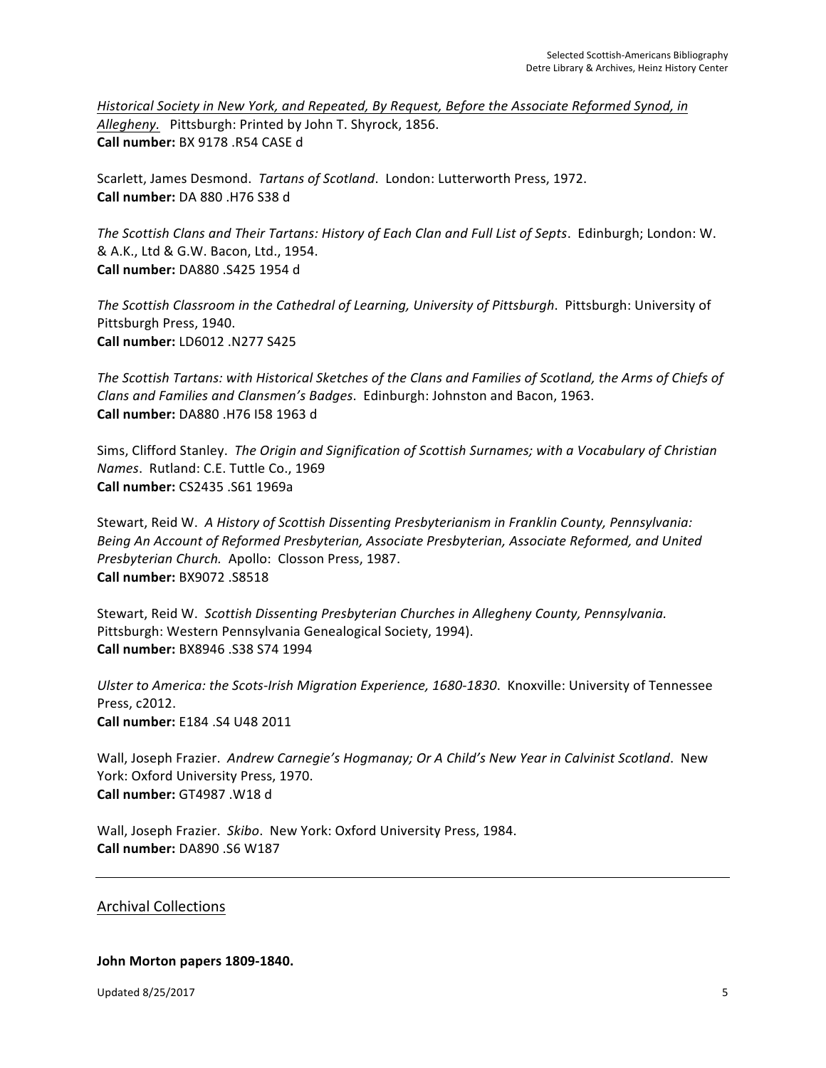__*Historical Society in New York, and Repeated, By Request, Before the Associate Reformed Synod, in Allegheny.*__ Pittsburgh: Printed by John T. Shyrock, 1856.
**Call number:** BX 9178 .R54 CASE d

Scarlett, James Desmond. *Tartans of Scotland*. London: Lutterworth Press, 1972.
**Call number:** DA 880 .H76 S38 d

*The Scottish Clans and Their Tartans: History of Each Clan and Full List of Septs*. Edinburgh; London: W. & A.K., Ltd & G.W. Bacon, Ltd., 1954.
**Call number:** DA880 .S425 1954 d

*The Scottish Classroom in the Cathedral of Learning, University of Pittsburgh*. Pittsburgh: University of Pittsburgh Press, 1940.
**Call number:** LD6012 .N277 S425

*The Scottish Tartans: with Historical Sketches of the Clans and Families of Scotland, the Arms of Chiefs of Clans and Families and Clansmen's Badges*. Edinburgh: Johnston and Bacon, 1963.
**Call number:** DA880 .H76 I58 1963 d

Sims, Clifford Stanley. *The Origin and Signification of Scottish Surnames; with a Vocabulary of Christian Names*. Rutland: C.E. Tuttle Co., 1969
**Call number:** CS2435 .S61 1969a

Stewart, Reid W. *A History of Scottish Dissenting Presbyterianism in Franklin County, Pennsylvania: Being An Account of Reformed Presbyterian, Associate Presbyterian, Associate Reformed, and United Presbyterian Church.* Apollo: Closson Press, 1987.
**Call number:** BX9072 .S8518

Stewart, Reid W. *Scottish Dissenting Presbyterian Churches in Allegheny County, Pennsylvania.* Pittsburgh: Western Pennsylvania Genealogical Society, 1994).
**Call number:** BX8946 .S38 S74 1994

*Ulster to America: the Scots-Irish Migration Experience, 1680-1830*. Knoxville: University of Tennessee Press, c2012.
**Call number:** E184 .S4 U48 2011

Wall, Joseph Frazier. *Andrew Carnegie's Hogmanay; Or A Child's New Year in Calvinist Scotland*. New York: Oxford University Press, 1970.
**Call number:** GT4987 .W18 d

Wall, Joseph Frazier. *Skibo*. New York: Oxford University Press, 1984.
**Call number:** DA890 .S6 W187

---

## Archival Collections

**John Morton papers 1809-1840.**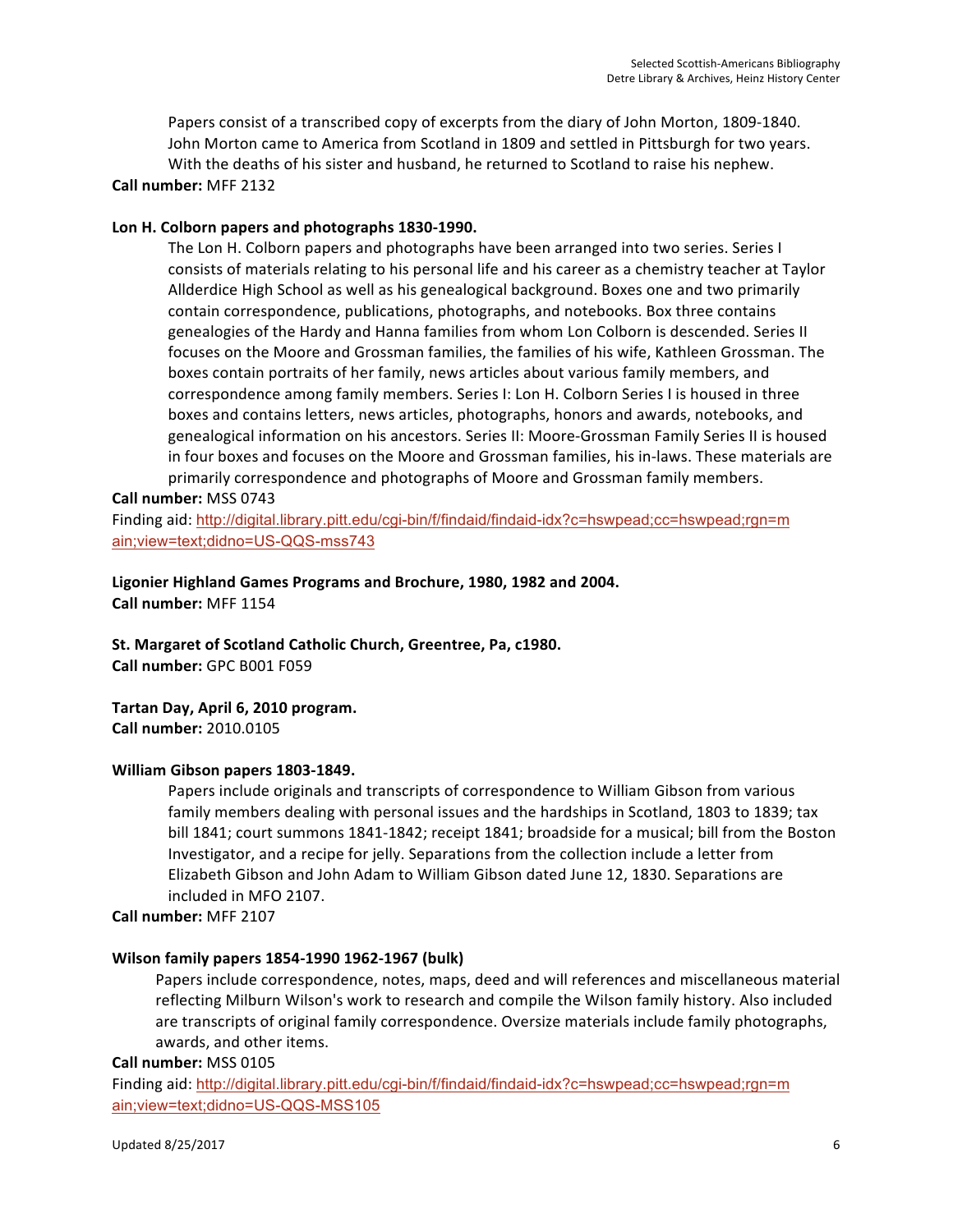Papers consist of a transcribed copy of excerpts from the diary of John Morton, 1809-1840. John Morton came to America from Scotland in 1809 and settled in Pittsburgh for two years. With the deaths of his sister and husband, he returned to Scotland to raise his nephew.

**Call number:** MFF 2132

**Lon H. Colborn papers and photographs 1830-1990.**

The Lon H. Colborn papers and photographs have been arranged into two series. Series I consists of materials relating to his personal life and his career as a chemistry teacher at Taylor Allderdice High School as well as his genealogical background. Boxes one and two primarily contain correspondence, publications, photographs, and notebooks. Box three contains genealogies of the Hardy and Hanna families from whom Lon Colborn is descended. Series II focuses on the Moore and Grossman families, the families of his wife, Kathleen Grossman. The boxes contain portraits of her family, news articles about various family members, and correspondence among family members. Series I: Lon H. Colborn Series I is housed in three boxes and contains letters, news articles, photographs, honors and awards, notebooks, and genealogical information on his ancestors. Series II: Moore-Grossman Family Series II is housed in four boxes and focuses on the Moore and Grossman families, his in-laws. These materials are primarily correspondence and photographs of Moore and Grossman family members.

**Call number:** MSS 0743

Finding aid: http://digital.library.pitt.edu/cgi-bin/f/findaid/findaid-idx?c=hswpead;cc=hswpead;rgn=main;view=text;didno=US-QQS-mss743

**Ligonier Highland Games Programs and Brochure, 1980, 1982 and 2004.**

**Call number:** MFF 1154

**St. Margaret of Scotland Catholic Church, Greentree, Pa, c1980.**

**Call number:** GPC B001 F059

**Tartan Day, April 6, 2010 program.**

**Call number:** 2010.0105

**William Gibson papers 1803-1849.**

Papers include originals and transcripts of correspondence to William Gibson from various family members dealing with personal issues and the hardships in Scotland, 1803 to 1839; tax bill 1841; court summons 1841-1842; receipt 1841; broadside for a musical; bill from the Boston Investigator, and a recipe for jelly. Separations from the collection include a letter from Elizabeth Gibson and John Adam to William Gibson dated June 12, 1830. Separations are included in MFO 2107.

**Call number:** MFF 2107

**Wilson family papers 1854-1990 1962-1967 (bulk)**

Papers include correspondence, notes, maps, deed and will references and miscellaneous material reflecting Milburn Wilson's work to research and compile the Wilson family history. Also included are transcripts of original family correspondence. Oversize materials include family photographs, awards, and other items.

**Call number:** MSS 0105

Finding aid: http://digital.library.pitt.edu/cgi-bin/f/findaid/findaid-idx?c=hswpead;cc=hswpead;rgn=main;view=text;didno=US-QQS-MSS105

Updated 8/25/2017